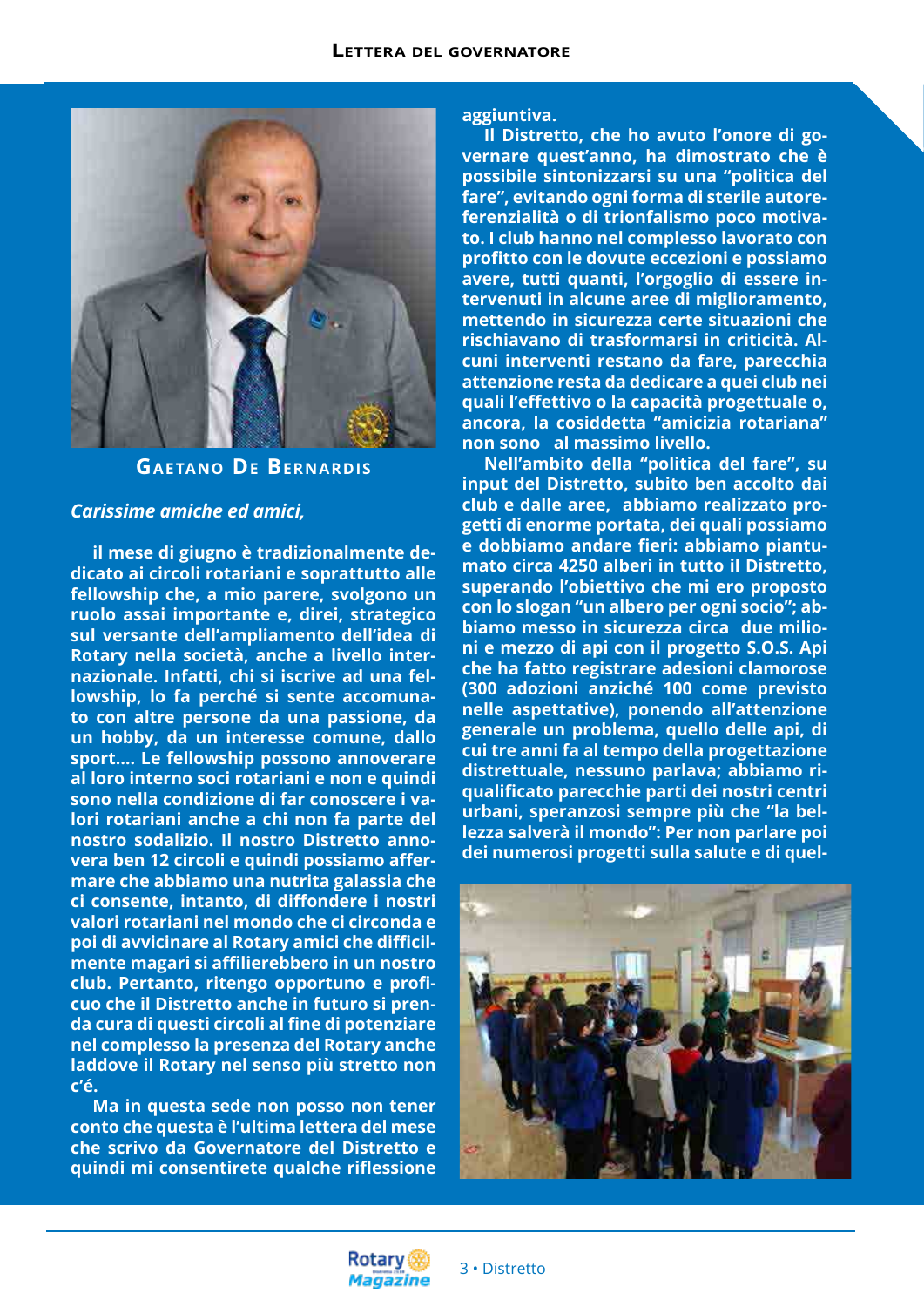# Lettera del governatore

**Gaetano De Bernardis**

*Carissime amiche ed amici,*

il mese di giugno è tradizionalmente dedicato ai circoli rotariani e soprattutto alle fellowship che, a mio parere, svolgono un ruolo assai importante e, direi, strategico sul versante dell'ampliamento dell'idea di Rotary nella società, anche a livello internazionale. Infatti, chi si iscrive ad una fellowship, lo fa perché si sente accomunato con altre persone da una passione, da un hobby, da un interesse comune, dallo sport.... Le fellowship possono annoverare al loro interno soci rotariani e non e quindi sono nella condizione di far conoscere i valori rotariani anche a chi non fa parte del nostro sodalizio. Il nostro Distretto annovera ben 12 circoli e quindi possiamo affermare che abbiamo una nutrita galassia che ci consente, intanto, di diffondere i nostri valori rotariani nel mondo che ci circonda e poi di avvicinare al Rotary amici che difficilmente magari si affilierebbero in un nostro club. Pertanto, ritengo opportuno e proficuo che il Distretto anche in futuro si prenda cura di questi circoli al fine di potenziare nel complesso la presenza del Rotary anche laddove il Rotary nel senso più stretto non c'é.

Ma in questa sede non posso non tener conto che questa è l'ultima lettera del mese che scrivo da Governatore del Distretto e quindi mi consentirete qualche riflessione aggiuntiva.

Il Distretto, che ho avuto l'onore di governare quest'anno, ha dimostrato che è possibile sintonizzarsi su una "politica del fare", evitando ogni forma di sterile autoreferenzialità o di trionfalismo poco motivato. I club hanno nel complesso lavorato con profitto con le dovute eccezioni e possiamo avere, tutti quanti, l'orgoglio di essere intervenuti in alcune aree di miglioramento, mettendo in sicurezza certe situazioni che rischiavano di trasformarsi in criticità. Alcuni interventi restano da fare, parecchia attenzione resta da dedicare a quei club nei quali l'effettivo o la capacità progettuale o, ancora, la cosiddetta "amicizia rotariana" non sono  al massimo livello.

Nell'ambito della "politica del fare", su input del Distretto, subito ben accolto dai club e dalle aree,  abbiamo realizzato progetti di enorme portata, dei quali possiamo e dobbiamo andare fieri: abbiamo piantumato circa 4250 alberi in tutto il Distretto, superando l'obiettivo che mi ero proposto con lo slogan "un albero per ogni socio"; abbiamo messo in sicurezza circa  due milioni e mezzo di api con il progetto S.O.S. Api che ha fatto registrare adesioni clamorose (300 adozioni anziché 100 come previsto nelle aspettative), ponendo all'attenzione generale un problema, quello delle api, di cui tre anni fa al tempo della progettazione distrettuale, nessuno parlava; abbiamo riqualificato parecchie parti dei nostri centri urbani, speranzosi sempre più che "la bellezza salverà il mondo": Per non parlare poi dei numerosi progetti sulla salute e di quel-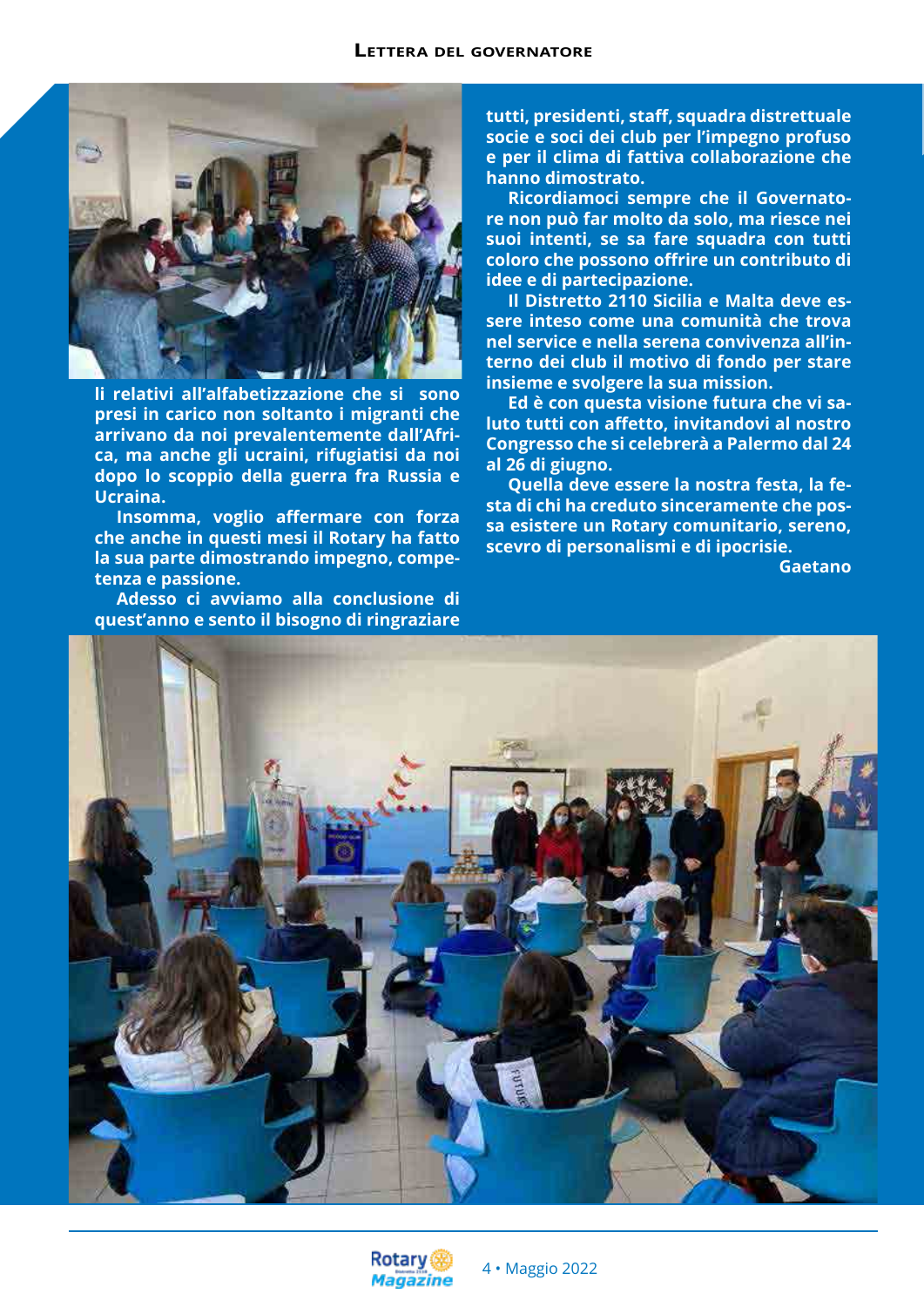li relativi all'alfabetizzazione che si sono presi in carico non soltanto i migranti che arrivano da noi prevalentemente dall'Africa, ma anche gli ucraini, rifugiatisi da noi dopo lo scoppio della guerra fra Russia e Ucraina.

Insomma, voglio affermare con forza che anche in questi mesi il Rotary ha fatto la sua parte dimostrando impegno, competenza e passione.

Adesso ci avviamo alla conclusione di quest'anno e sento il bisogno di ringraziare tutti, presidenti, staff, squadra distrettuale socie e soci dei club per l'impegno profuso e per il clima di fattiva collaborazione che hanno dimostrato.

Ricordiamoci sempre che il Governatore non può far molto da solo, ma riesce nei suoi intenti, se sa fare squadra con tutti coloro che possono offrire un contributo di idee e di partecipazione.

Il Distretto 2110 Sicilia e Malta deve essere inteso come una comunità che trova nel service e nella serena convivenza all'interno dei club il motivo di fondo per stare insieme e svolgere la sua mission.

Ed è con questa visione futura che vi saluto tutti con affetto, invitandovi al nostro Congresso che si celebrerà a Palermo dal 24 al 26 di giugno.

Quella deve essere la nostra festa, la festa di chi ha creduto sinceramente che possa esistere un Rotary comunitario, sereno, scevro di personalismi e di ipocrisie.

Gaetano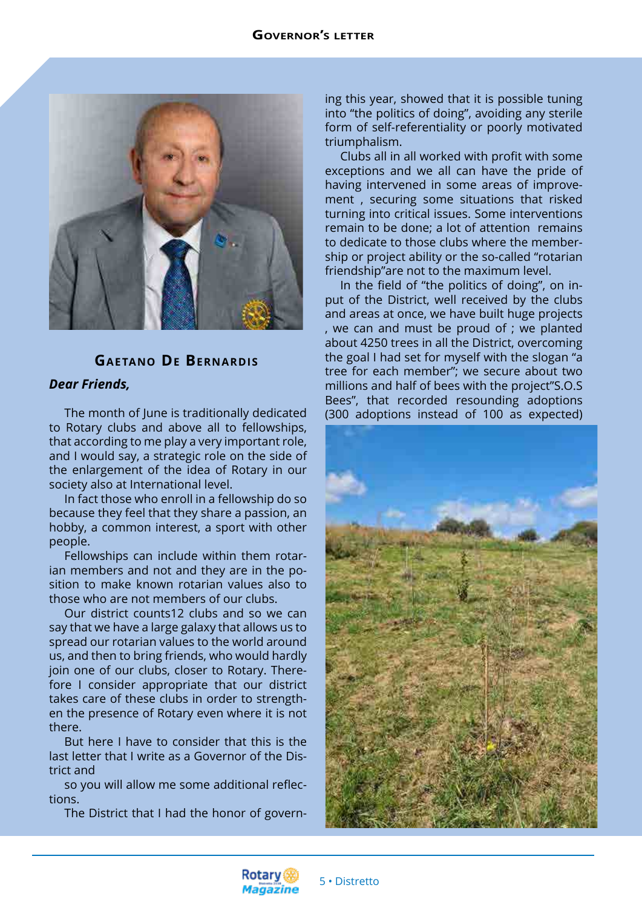## Gaetano De Bernardis

***Dear Friends,***

The month of June is traditionally dedicated to Rotary clubs and above all to fellowships, that according to me play a very important role, and I would say, a strategic role on the side of the enlargement of the idea of Rotary in our society also at International level.

In fact those who enroll in a fellowship do so because they feel that they share a passion, an hobby, a common interest, a sport with other people.

Fellowships can include within them rotarian members and not and they are in the position to make known rotarian values also to those who are not members of our clubs.

Our district counts12 clubs and so we can say that we have a large galaxy that allows us to spread our rotarian values to the world around us, and then to bring friends, who would hardly join one of our clubs, closer to Rotary. Therefore I consider appropriate that our district takes care of these clubs in order to strengthen the presence of Rotary even where it is not there.

But here I have to consider that this is the last letter that I write as a Governor of the District and

so you will allow me some additional reflections.

The District that I had the honor of governing this year, showed that it is possible tuning into "the politics of doing", avoiding any sterile form of self-referentiality or poorly motivated triumphalism.

Clubs all in all worked with profit with some exceptions and we all can have the pride of having intervened in some areas of improvement , securing some situations that risked turning into critical issues. Some interventions remain to be done; a lot of attention remains to dedicate to those clubs where the membership or project ability or the so-called "rotarian friendship"are not to the maximum level.

In the field of "the politics of doing", on input of the District, well received by the clubs and areas at once, we have built huge projects , we can and must be proud of ; we planted about 4250 trees in all the District, overcoming the goal I had set for myself with the slogan "a tree for each member"; we secure about two millions and half of bees with the project"S.O.S Bees", that recorded resounding adoptions (300 adoptions instead of 100 as expected)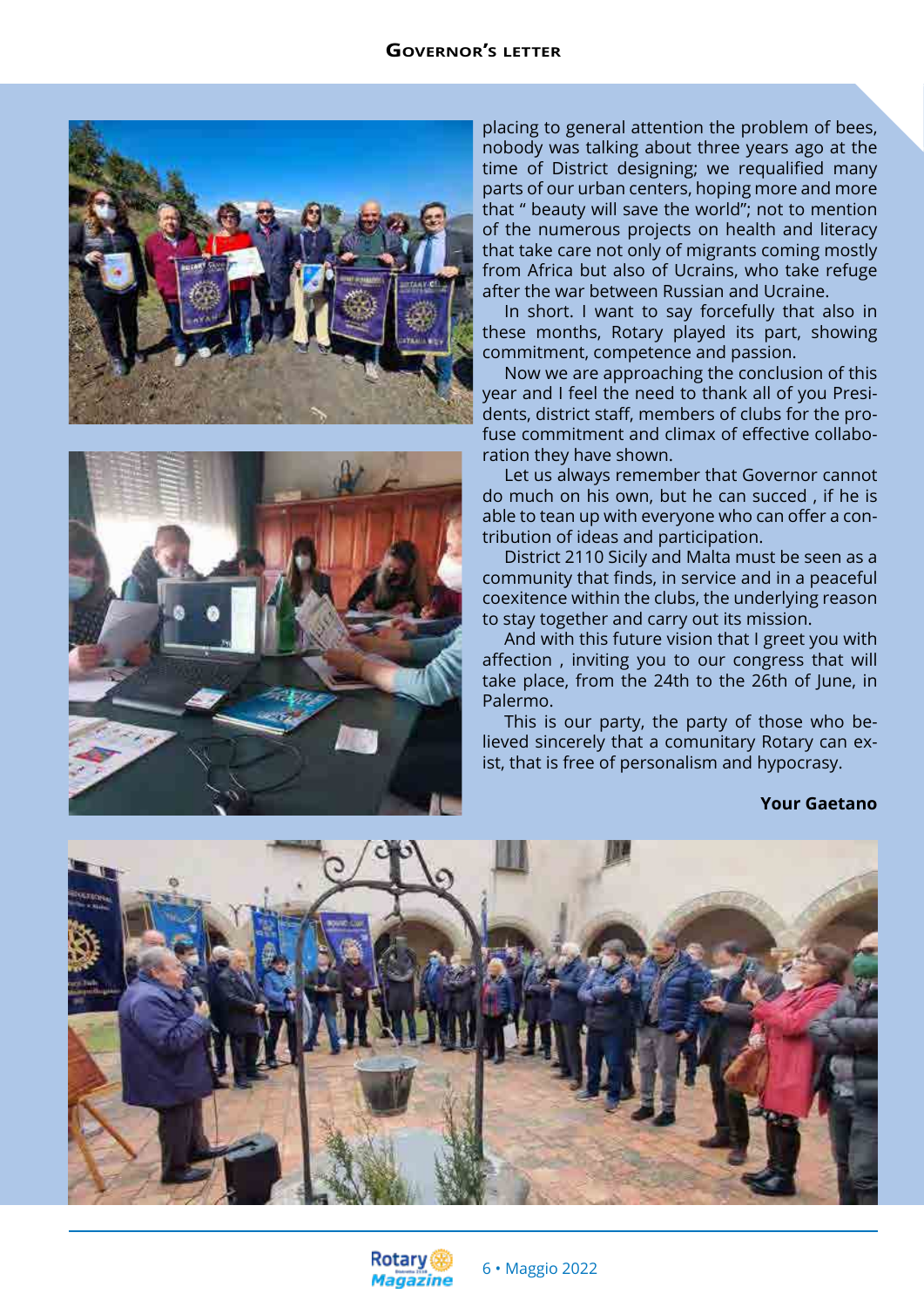placing to general attention the problem of bees, nobody was talking about three years ago at the time of District designing; we requalified many parts of our urban centers, hoping more and more that " beauty will save the world"; not to mention of the numerous projects on health and literacy that take care not only of migrants coming mostly from Africa but also of Ucrains, who take refuge after the war between Russian and Ucraine.

In short. I want to say forcefully that also in these months, Rotary played its part, showing commitment, competence and passion.

Now we are approaching the conclusion of this year and I feel the need to thank all of you Presidents, district staff, members of clubs for the profuse commitment and climax of effective collaboration they have shown.

Let us always remember that Governor cannot do much on his own, but he can succed , if he is able to tean up with everyone who can offer a contribution of ideas and participation.

District 2110 Sicily and Malta must be seen as a community that finds, in service and in a peaceful coexitence within the clubs, the underlying reason to stay together and carry out its mission.

And with this future vision that I greet you with affection , inviting you to our congress that will take place, from the 24th to the 26th of June, in Palermo.

This is our party, the party of those who believed sincerely that a comunitary Rotary can exist, that is free of personalism and hypocrasy.

**Your Gaetano**